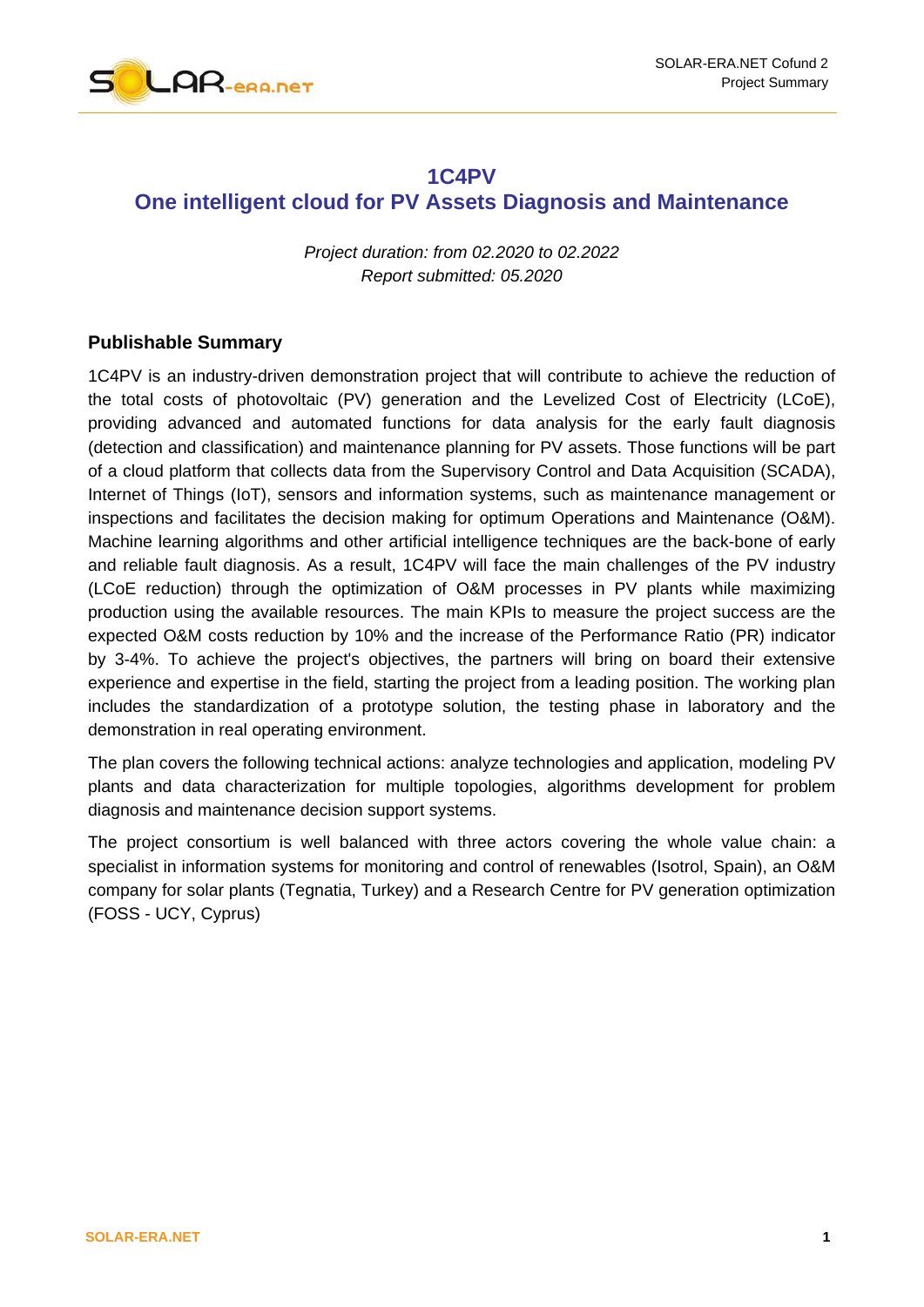# 1C4PV
# One intelligent cloud for PV Assets Diagnosis and Maintenance

*Project duration: from 02.2020 to 02.2022*
*Report submitted: 05.2020*

## Publishable Summary

1C4PV is an industry-driven demonstration project that will contribute to achieve the reduction of the total costs of photovoltaic (PV) generation and the Levelized Cost of Electricity (LCoE), providing advanced and automated functions for data analysis for the early fault diagnosis (detection and classification) and maintenance planning for PV assets. Those functions will be part of a cloud platform that collects data from the Supervisory Control and Data Acquisition (SCADA), Internet of Things (IoT), sensors and information systems, such as maintenance management or inspections and facilitates the decision making for optimum Operations and Maintenance (O&M). Machine learning algorithms and other artificial intelligence techniques are the back-bone of early and reliable fault diagnosis. As a result, 1C4PV will face the main challenges of the PV industry (LCoE reduction) through the optimization of O&M processes in PV plants while maximizing production using the available resources. The main KPIs to measure the project success are the expected O&M costs reduction by 10% and the increase of the Performance Ratio (PR) indicator by 3-4%. To achieve the project's objectives, the partners will bring on board their extensive experience and expertise in the field, starting the project from a leading position. The working plan includes the standardization of a prototype solution, the testing phase in laboratory and the demonstration in real operating environment.

The plan covers the following technical actions: analyze technologies and application, modeling PV plants and data characterization for multiple topologies, algorithms development for problem diagnosis and maintenance decision support systems.

The project consortium is well balanced with three actors covering the whole value chain: a specialist in information systems for monitoring and control of renewables (Isotrol, Spain), an O&M company for solar plants (Tegnatia, Turkey) and a Research Centre for PV generation optimization (FOSS - UCY, Cyprus)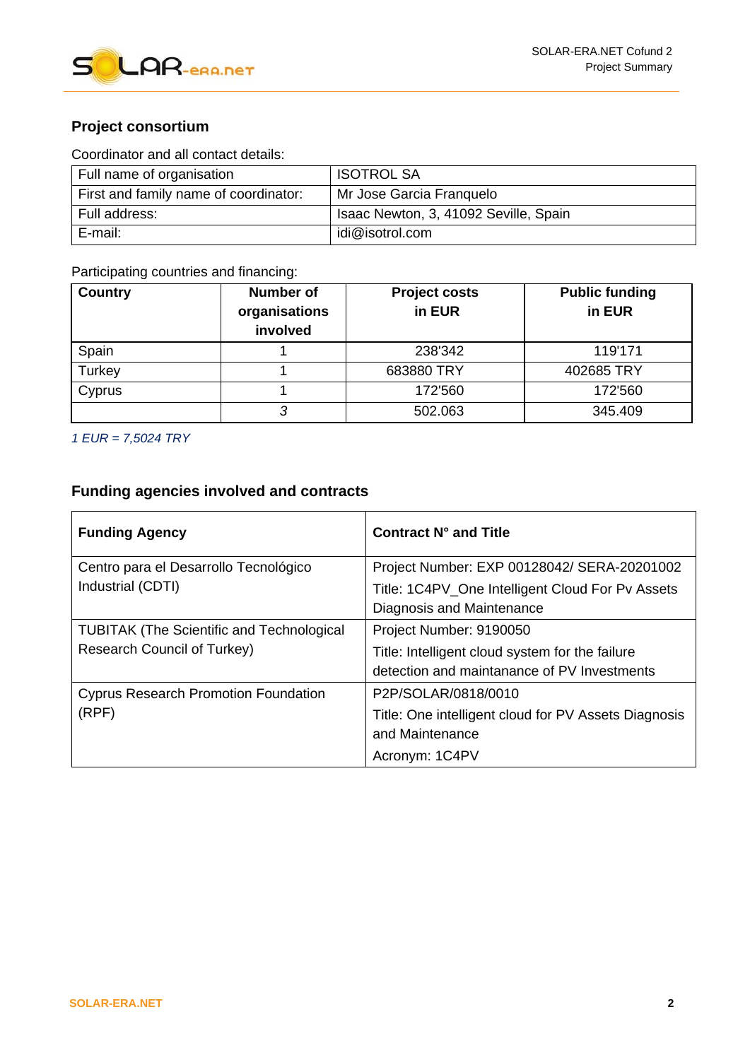## Project consortium

Coordinator and all contact details:

| | |
|---|---|
| Full name of organisation | ISOTROL SA |
| First and family name of coordinator: | Mr Jose Garcia Franquelo |
| Full address: | Isaac Newton, 3, 41092 Seville, Spain |
| E-mail: | idi@isotrol.com |

Participating countries and financing:

| Country | Number of organisations involved | Project costs in EUR | Public funding in EUR |
|---|---|---|---|
| Spain | 1 | 238'342 | 119'171 |
| Turkey | 1 | 683880 TRY | 402685 TRY |
| Cyprus | 1 | 172'560 | 172'560 |
| | *3* | 502.063 | 345.409 |

*1 EUR = 7,5024 TRY*

## Funding agencies involved and contracts

| Funding Agency | Contract N° and Title |
|---|---|
| Centro para el Desarrollo Tecnológico Industrial (CDTI) | Project Number: EXP 00128042/ SERA-20201002<br>Title: 1C4PV_One Intelligent Cloud For Pv Assets Diagnosis and Maintenance |
| TUBITAK (The Scientific and Technological Research Council of Turkey) | Project Number: 9190050<br>Title: Intelligent cloud system for the failure detection and maintanance of PV Investments |
| Cyprus Research Promotion Foundation (RPF) | P2P/SOLAR/0818/0010<br>Title: One intelligent cloud for PV Assets Diagnosis and Maintenance<br>Acronym: 1C4PV |